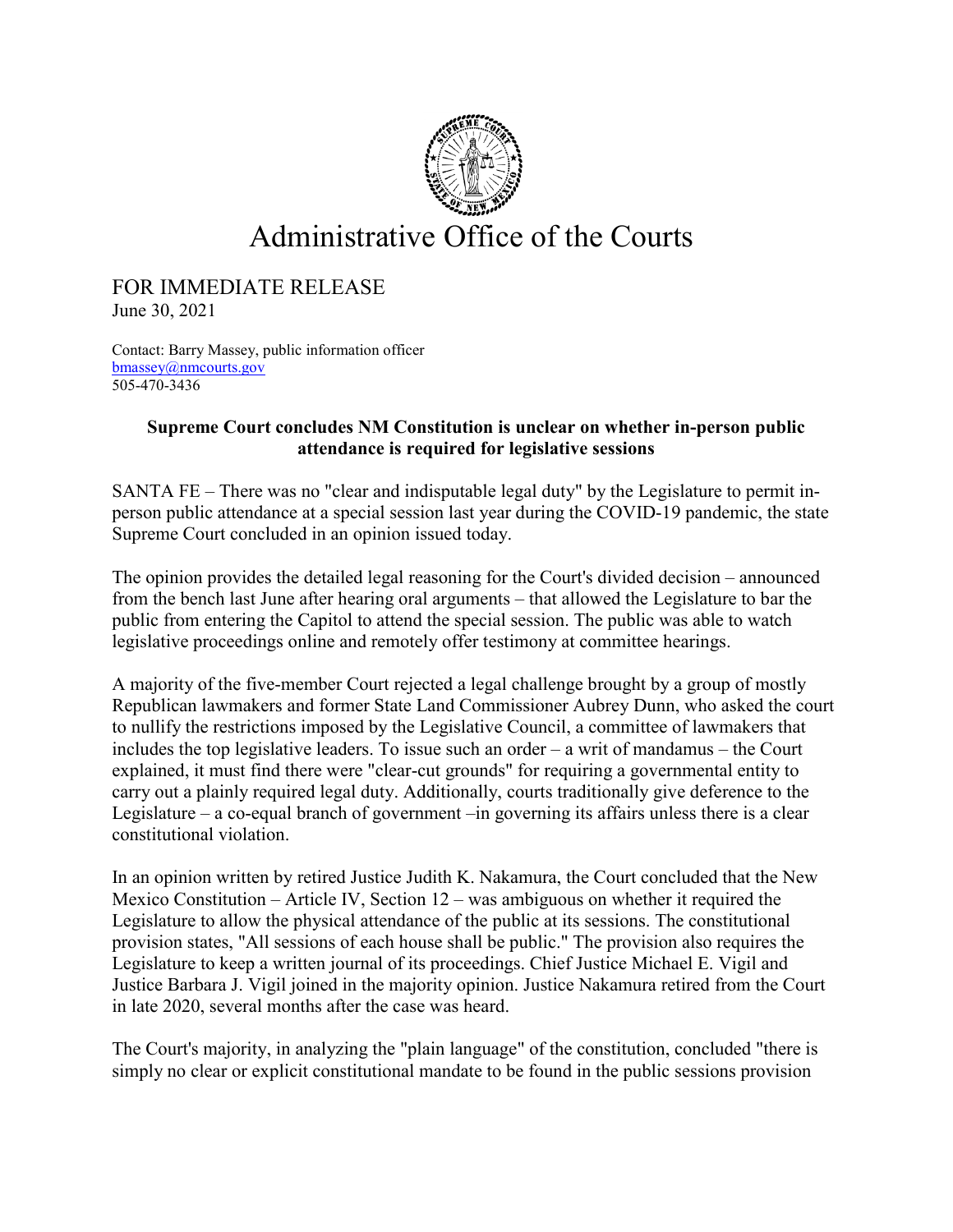# Administrative Office of the Courts

FOR IMMEDIATE RELEASE
June 30, 2021

Contact: Barry Massey, public information officer
bmassey@nmcourts.gov
505-470-3436

**Supreme Court concludes NM Constitution is unclear on whether in-person public attendance is required for legislative sessions**

SANTA FE – There was no "clear and indisputable legal duty" by the Legislature to permit in-person public attendance at a special session last year during the COVID-19 pandemic, the state Supreme Court concluded in an opinion issued today.

The opinion provides the detailed legal reasoning for the Court's divided decision – announced from the bench last June after hearing oral arguments – that allowed the Legislature to bar the public from entering the Capitol to attend the special session. The public was able to watch legislative proceedings online and remotely offer testimony at committee hearings.

A majority of the five-member Court rejected a legal challenge brought by a group of mostly Republican lawmakers and former State Land Commissioner Aubrey Dunn, who asked the court to nullify the restrictions imposed by the Legislative Council, a committee of lawmakers that includes the top legislative leaders. To issue such an order – a writ of mandamus – the Court explained, it must find there were "clear-cut grounds" for requiring a governmental entity to carry out a plainly required legal duty. Additionally, courts traditionally give deference to the Legislature – a co-equal branch of government –in governing its affairs unless there is a clear constitutional violation.

In an opinion written by retired Justice Judith K. Nakamura, the Court concluded that the New Mexico Constitution – Article IV, Section 12 – was ambiguous on whether it required the Legislature to allow the physical attendance of the public at its sessions. The constitutional provision states, "All sessions of each house shall be public." The provision also requires the Legislature to keep a written journal of its proceedings. Chief Justice Michael E. Vigil and Justice Barbara J. Vigil joined in the majority opinion. Justice Nakamura retired from the Court in late 2020, several months after the case was heard.

The Court's majority, in analyzing the "plain language" of the constitution, concluded "there is simply no clear or explicit constitutional mandate to be found in the public sessions provision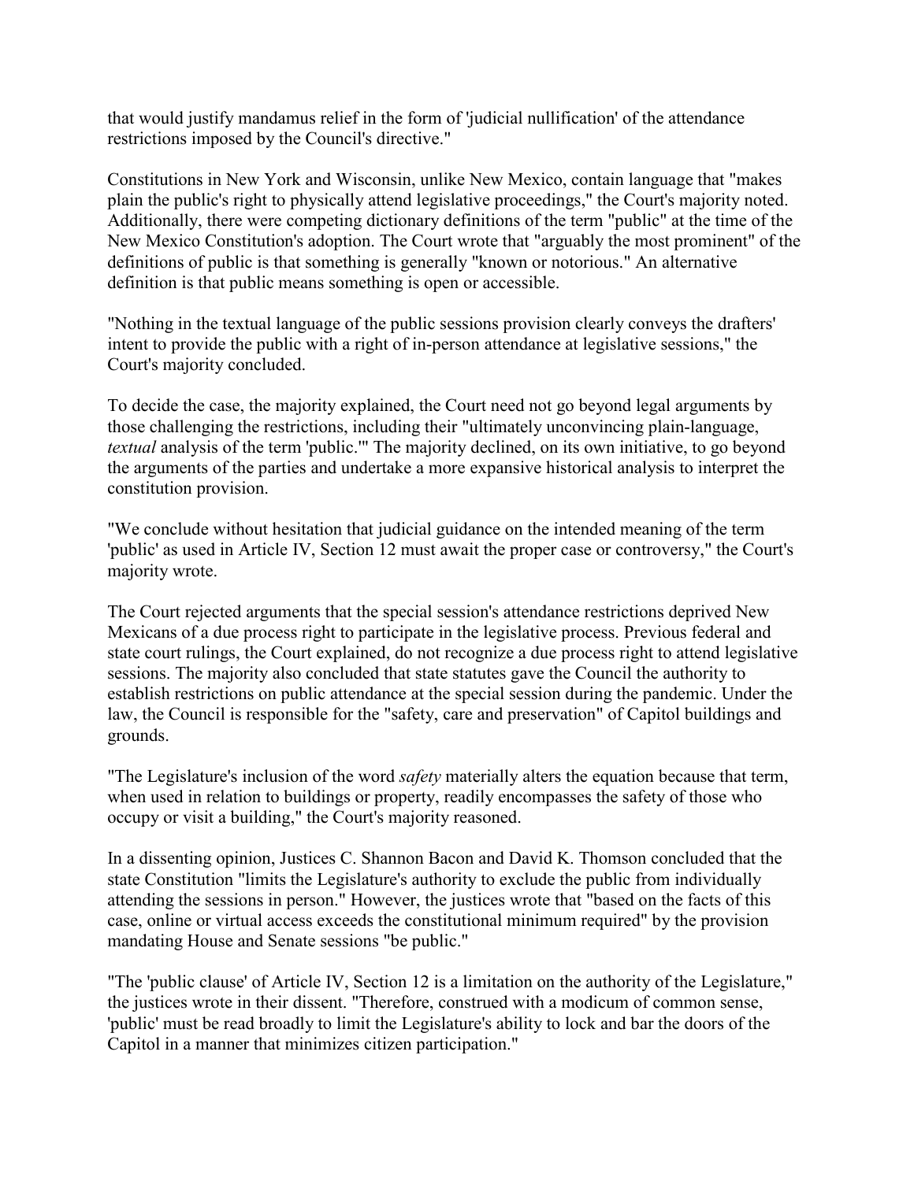that would justify mandamus relief in the form of 'judicial nullification' of the attendance restrictions imposed by the Council's directive."

Constitutions in New York and Wisconsin, unlike New Mexico, contain language that "makes plain the public's right to physically attend legislative proceedings," the Court's majority noted. Additionally, there were competing dictionary definitions of the term "public" at the time of the New Mexico Constitution's adoption. The Court wrote that "arguably the most prominent" of the definitions of public is that something is generally "known or notorious." An alternative definition is that public means something is open or accessible.

"Nothing in the textual language of the public sessions provision clearly conveys the drafters' intent to provide the public with a right of in-person attendance at legislative sessions," the Court's majority concluded.

To decide the case, the majority explained, the Court need not go beyond legal arguments by those challenging the restrictions, including their "ultimately unconvincing plain-language, *textual* analysis of the term 'public.'" The majority declined, on its own initiative, to go beyond the arguments of the parties and undertake a more expansive historical analysis to interpret the constitution provision.

"We conclude without hesitation that judicial guidance on the intended meaning of the term 'public' as used in Article IV, Section 12 must await the proper case or controversy," the Court's majority wrote.

The Court rejected arguments that the special session's attendance restrictions deprived New Mexicans of a due process right to participate in the legislative process. Previous federal and state court rulings, the Court explained, do not recognize a due process right to attend legislative sessions. The majority also concluded that state statutes gave the Council the authority to establish restrictions on public attendance at the special session during the pandemic. Under the law, the Council is responsible for the "safety, care and preservation" of Capitol buildings and grounds.

"The Legislature's inclusion of the word *safety* materially alters the equation because that term, when used in relation to buildings or property, readily encompasses the safety of those who occupy or visit a building," the Court's majority reasoned.

In a dissenting opinion, Justices C. Shannon Bacon and David K. Thomson concluded that the state Constitution "limits the Legislature's authority to exclude the public from individually attending the sessions in person." However, the justices wrote that "based on the facts of this case, online or virtual access exceeds the constitutional minimum required" by the provision mandating House and Senate sessions "be public."

"The 'public clause' of Article IV, Section 12 is a limitation on the authority of the Legislature," the justices wrote in their dissent. "Therefore, construed with a modicum of common sense, 'public' must be read broadly to limit the Legislature's ability to lock and bar the doors of the Capitol in a manner that minimizes citizen participation."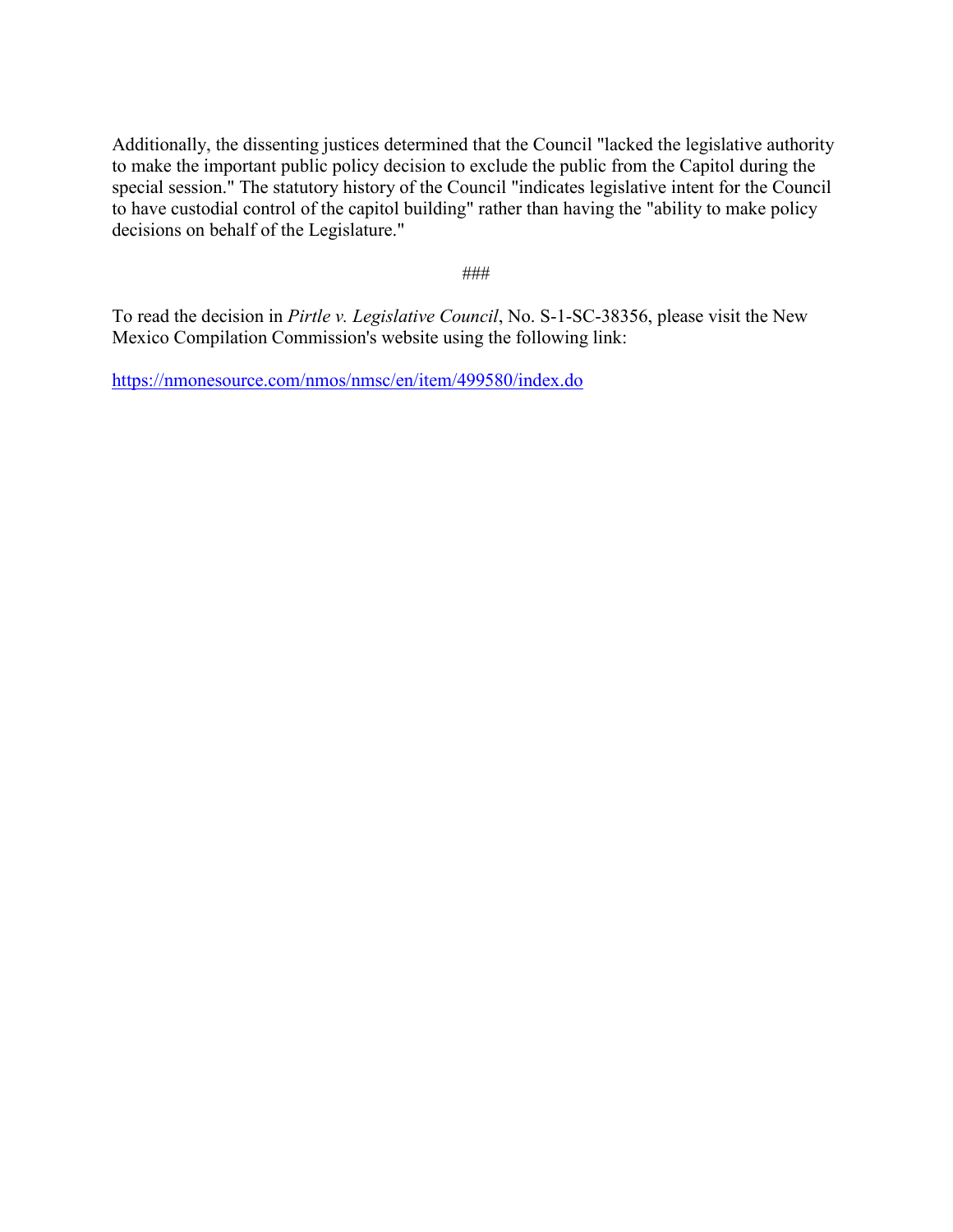Additionally, the dissenting justices determined that the Council "lacked the legislative authority to make the important public policy decision to exclude the public from the Capitol during the special session." The statutory history of the Council "indicates legislative intent for the Council to have custodial control of the capitol building" rather than having the "ability to make policy decisions on behalf of the Legislature."

###

To read the decision in *Pirtle v. Legislative Council*, No. S-1-SC-38356, please visit the New Mexico Compilation Commission's website using the following link:

https://nmonesource.com/nmos/nmsc/en/item/499580/index.do